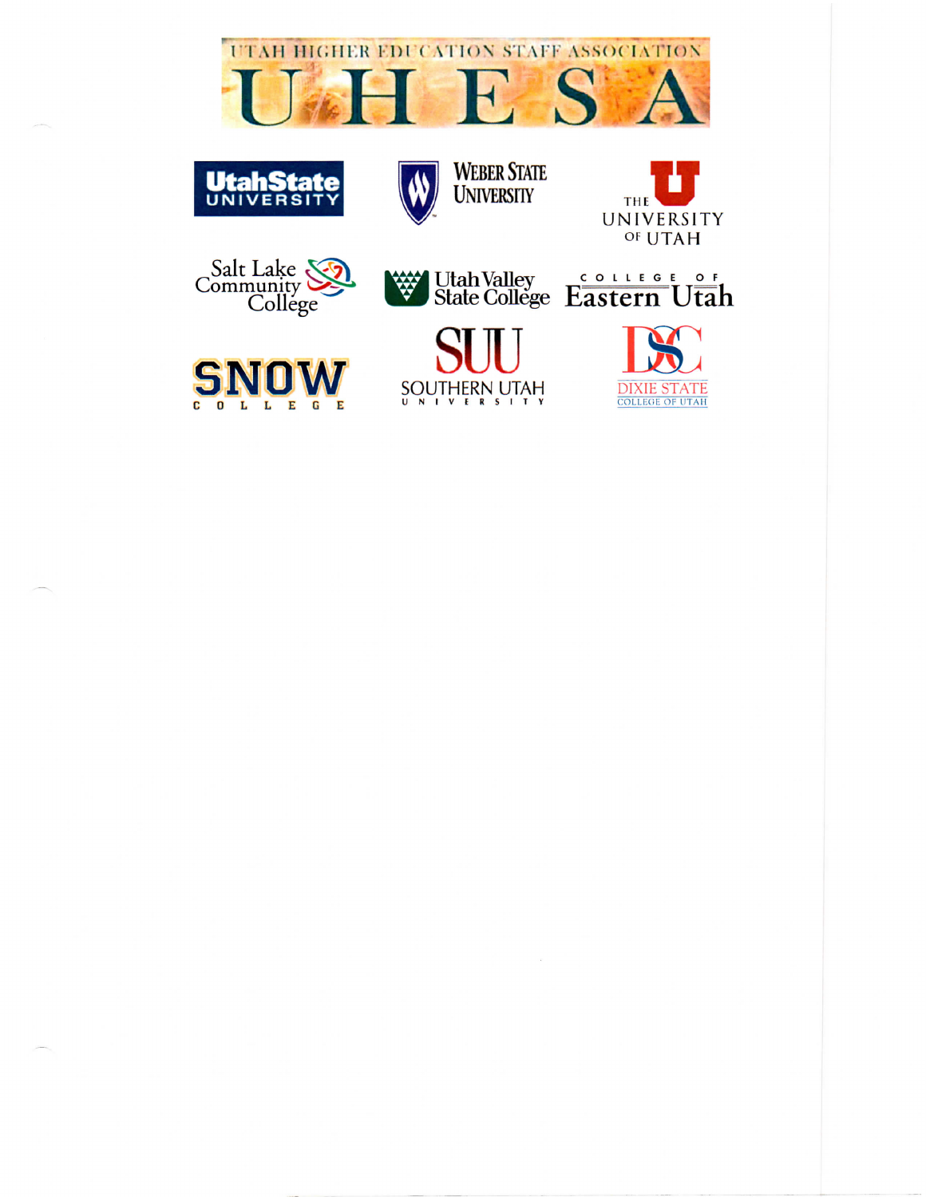UTAH HIGHER EDUCATION STAFF ASSOCIATION

# U H E S A

Utah State University

Weber State University

The University of Utah

Salt Lake Community College

Utah Valley State College

College of Eastern Utah

Snow College

SUU Southern Utah University

DSC Dixie State College of Utah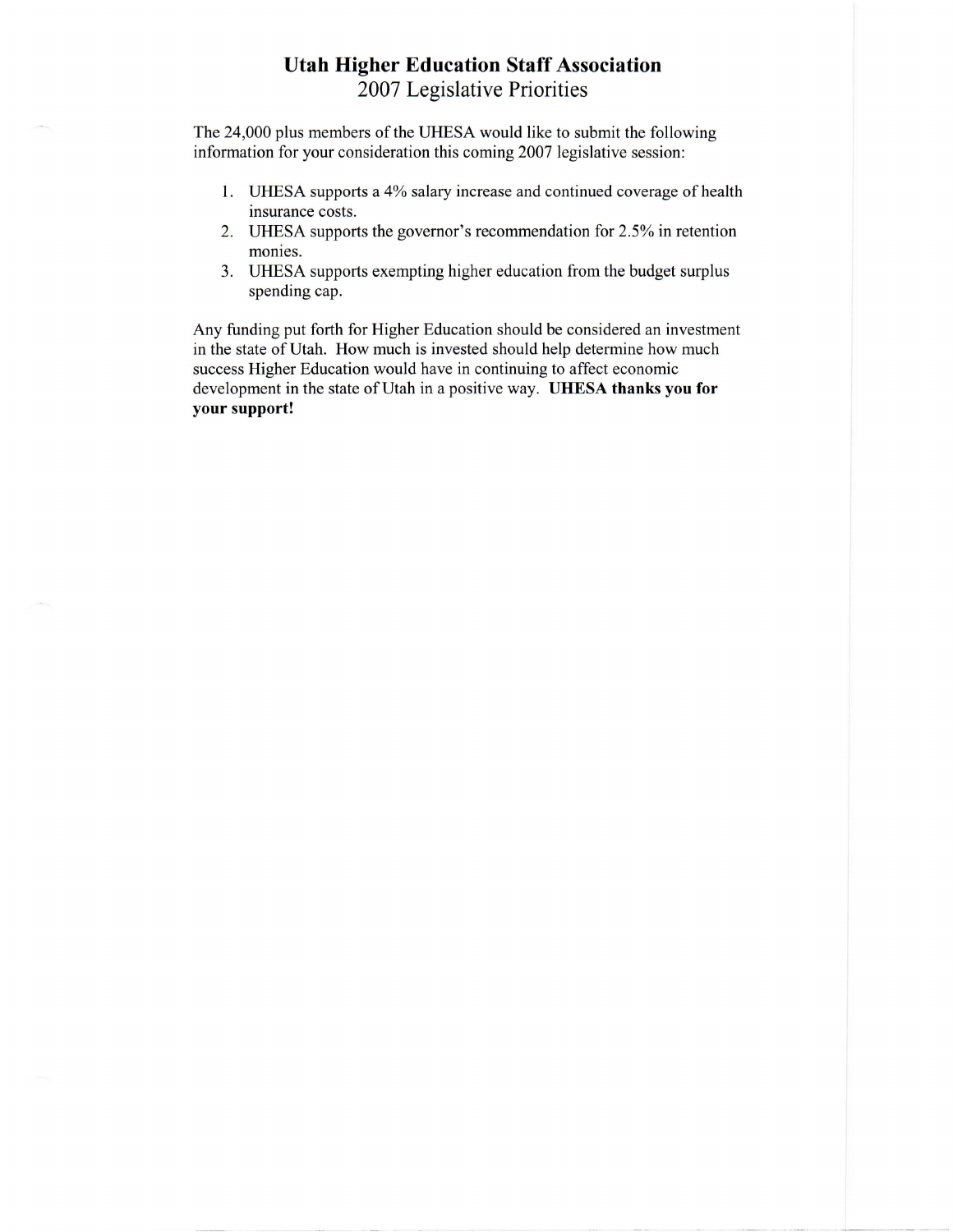# Utah Higher Education Staff Association

## 2007 Legislative Priorities

The 24,000 plus members of the UHESA would like to submit the following information for your consideration this coming 2007 legislative session:

1. UHESA supports a 4% salary increase and continued coverage of health insurance costs.
2. UHESA supports the governor's recommendation for 2.5% in retention monies.
3. UHESA supports exempting higher education from the budget surplus spending cap.

Any funding put forth for Higher Education should be considered an investment in the state of Utah. How much is invested should help determine how much success Higher Education would have in continuing to affect economic development in the state of Utah in a positive way. **UHESA thanks you for your support!**